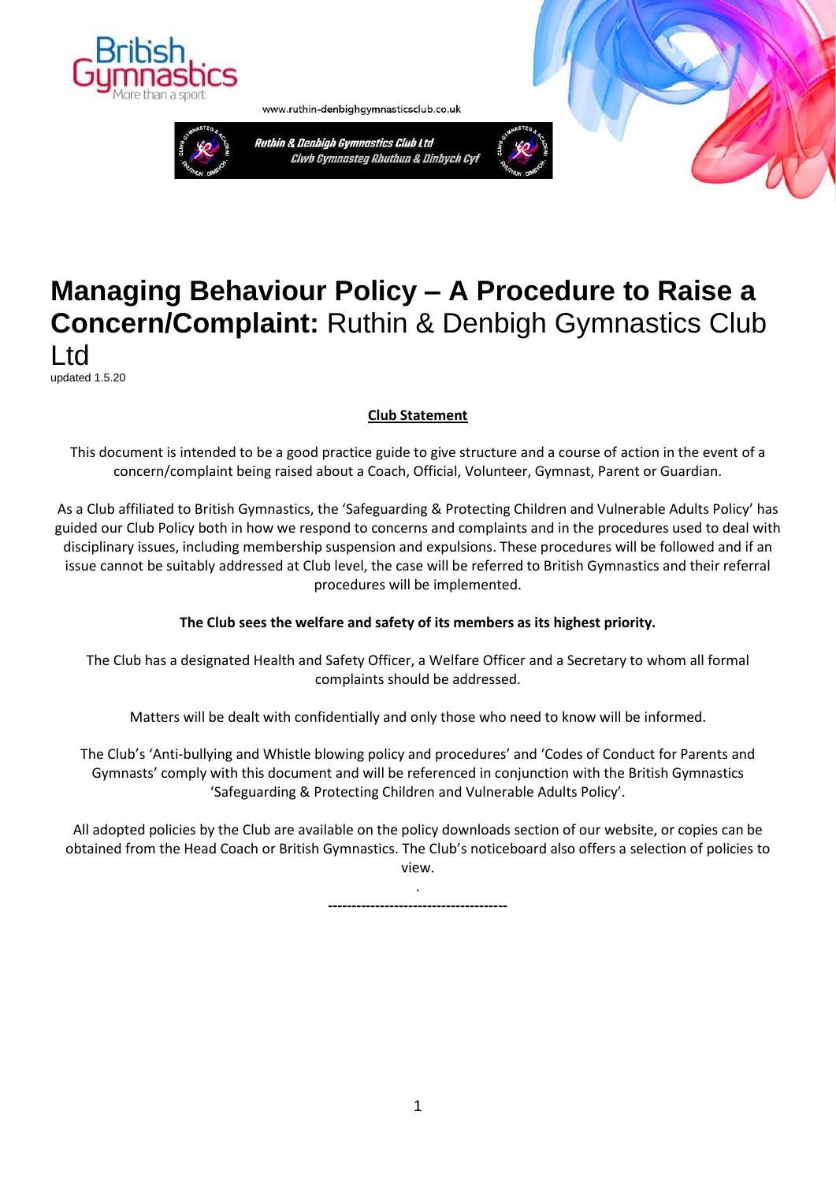www.ruthin-denbighgymnasticsclub.co.uk

Ruthin & Denbigh Gymnastics Club Ltd
Clwb Gymnasteg Rhuthun & Dinbych Cyf

# **Managing Behaviour Policy – A Procedure to Raise a Concern/Complaint:** Ruthin & Denbigh Gymnastics Club Ltd

updated 1.5.20

**Club Statement**

This document is intended to be a good practice guide to give structure and a course of action in the event of a concern/complaint being raised about a Coach, Official, Volunteer, Gymnast, Parent or Guardian.

As a Club affiliated to British Gymnastics, the 'Safeguarding & Protecting Children and Vulnerable Adults Policy' has guided our Club Policy both in how we respond to concerns and complaints and in the procedures used to deal with disciplinary issues, including membership suspension and expulsions. These procedures will be followed and if an issue cannot be suitably addressed at Club level, the case will be referred to British Gymnastics and their referral procedures will be implemented.

**The Club sees the welfare and safety of its members as its highest priority.**

The Club has a designated Health and Safety Officer, a Welfare Officer and a Secretary to whom all formal complaints should be addressed.

Matters will be dealt with confidentially and only those who need to know will be informed.

The Club's 'Anti-bullying and Whistle blowing policy and procedures' and 'Codes of Conduct for Parents and Gymnasts' comply with this document and will be referenced in conjunction with the British Gymnastics 'Safeguarding & Protecting Children and Vulnerable Adults Policy'.

All adopted policies by the Club are available on the policy downloads section of our website, or copies can be obtained from the Head Coach or British Gymnastics. The Club's noticeboard also offers a selection of policies to view.

.

-------------------------------------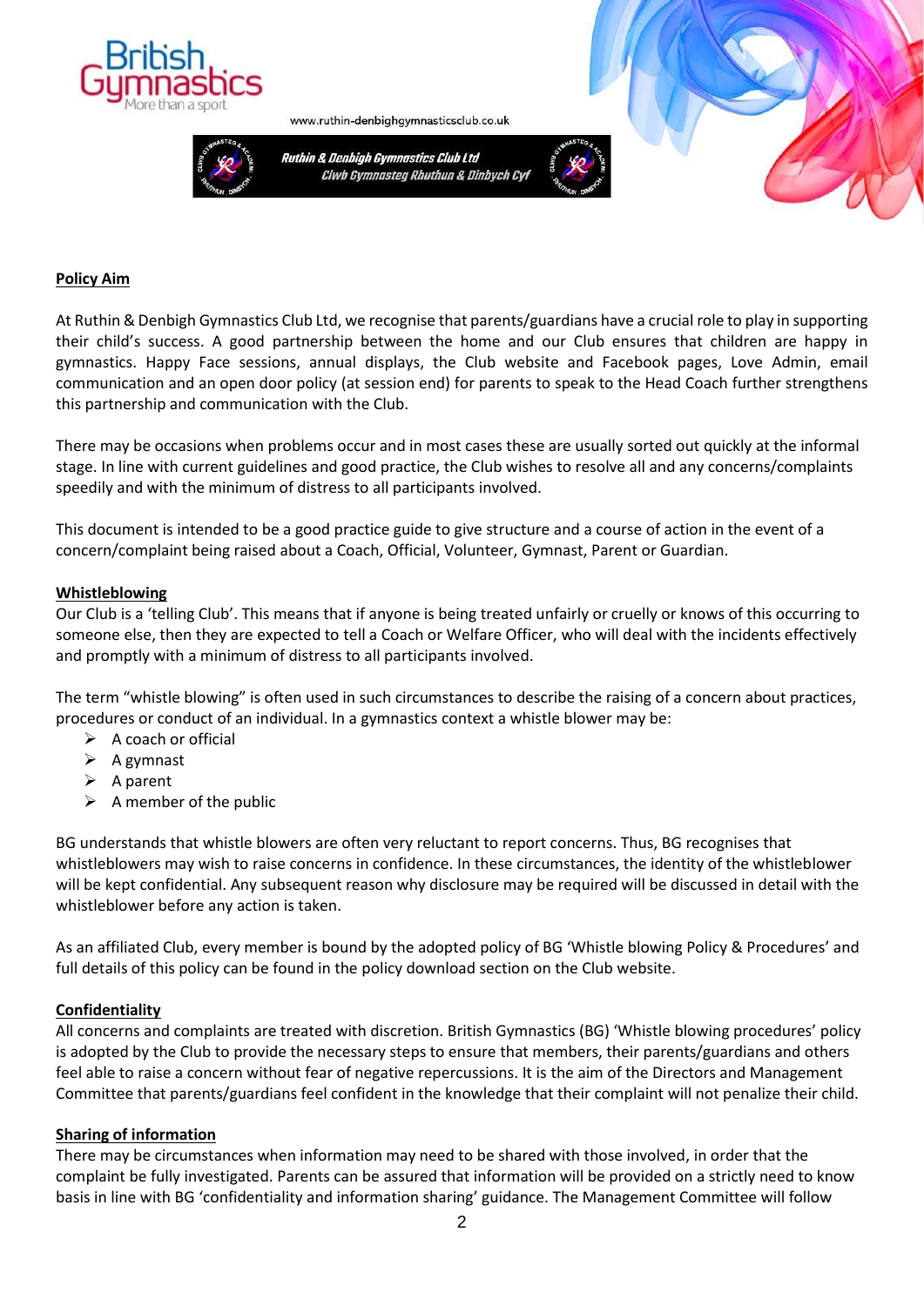## Policy Aim

At Ruthin & Denbigh Gymnastics Club Ltd, we recognise that parents/guardians have a crucial role to play in supporting their child's success. A good partnership between the home and our Club ensures that children are happy in gymnastics. Happy Face sessions, annual displays, the Club website and Facebook pages, Love Admin, email communication and an open door policy (at session end) for parents to speak to the Head Coach further strengthens this partnership and communication with the Club.

There may be occasions when problems occur and in most cases these are usually sorted out quickly at the informal stage. In line with current guidelines and good practice, the Club wishes to resolve all and any concerns/complaints speedily and with the minimum of distress to all participants involved.

This document is intended to be a good practice guide to give structure and a course of action in the event of a concern/complaint being raised about a Coach, Official, Volunteer, Gymnast, Parent or Guardian.

## Whistleblowing

Our Club is a 'telling Club'. This means that if anyone is being treated unfairly or cruelly or knows of this occurring to someone else, then they are expected to tell a Coach or Welfare Officer, who will deal with the incidents effectively and promptly with a minimum of distress to all participants involved.

The term "whistle blowing" is often used in such circumstances to describe the raising of a concern about practices, procedures or conduct of an individual. In a gymnastics context a whistle blower may be:

- A coach or official
- A gymnast
- A parent
- A member of the public

BG understands that whistle blowers are often very reluctant to report concerns. Thus, BG recognises that whistleblowers may wish to raise concerns in confidence. In these circumstances, the identity of the whistleblower will be kept confidential. Any subsequent reason why disclosure may be required will be discussed in detail with the whistleblower before any action is taken.

As an affiliated Club, every member is bound by the adopted policy of BG 'Whistle blowing Policy & Procedures' and full details of this policy can be found in the policy download section on the Club website.

## Confidentiality

All concerns and complaints are treated with discretion. British Gymnastics (BG) 'Whistle blowing procedures' policy is adopted by the Club to provide the necessary steps to ensure that members, their parents/guardians and others feel able to raise a concern without fear of negative repercussions. It is the aim of the Directors and Management Committee that parents/guardians feel confident in the knowledge that their complaint will not penalize their child.

## Sharing of information

There may be circumstances when information may need to be shared with those involved, in order that the complaint be fully investigated. Parents can be assured that information will be provided on a strictly need to know basis in line with BG 'confidentiality and information sharing' guidance. The Management Committee will follow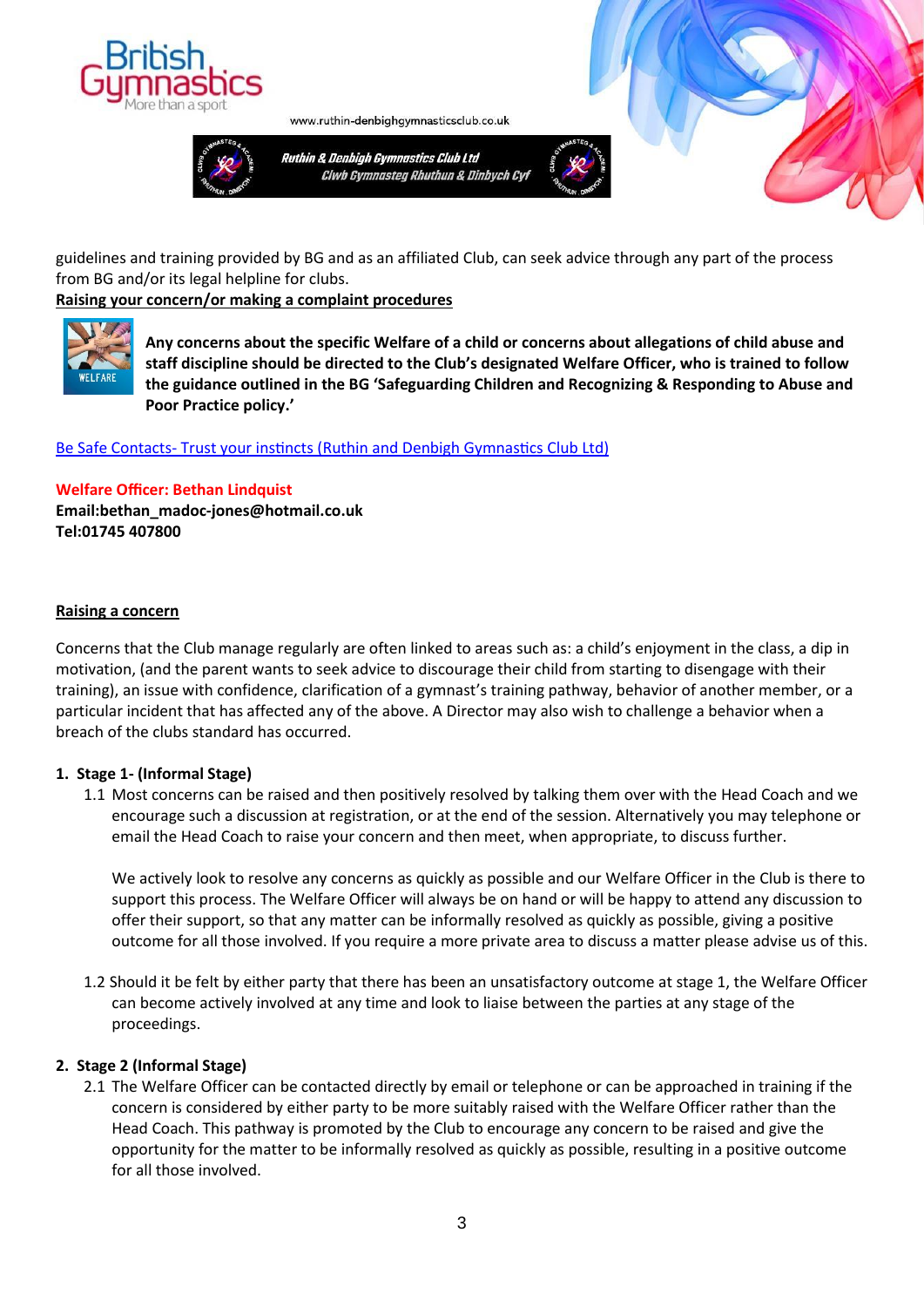guidelines and training provided by BG and as an affiliated Club, can seek advice through any part of the process from BG and/or its legal helpline for clubs.

**Raising your concern/or making a complaint procedures**

**Any concerns about the specific Welfare of a child or concerns about allegations of child abuse and staff discipline should be directed to the Club's designated Welfare Officer, who is trained to follow the guidance outlined in the BG 'Safeguarding Children and Recognizing & Responding to Abuse and Poor Practice policy.'**

Be Safe Contacts- Trust your instincts (Ruthin and Denbigh Gymnastics Club Ltd)

**Welfare Officer: Bethan Lindquist**
**Email:bethan_madoc-jones@hotmail.co.uk**
**Tel:01745 407800**

**Raising a concern**

Concerns that the Club manage regularly are often linked to areas such as: a child's enjoyment in the class, a dip in motivation, (and the parent wants to seek advice to discourage their child from starting to disengage with their training), an issue with confidence, clarification of a gymnast's training pathway, behavior of another member, or a particular incident that has affected any of the above. A Director may also wish to challenge a behavior when a breach of the clubs standard has occurred.

1. **Stage 1- (Informal Stage)**
   1.1 Most concerns can be raised and then positively resolved by talking them over with the Head Coach and we encourage such a discussion at registration, or at the end of the session. Alternatively you may telephone or email the Head Coach to raise your concern and then meet, when appropriate, to discuss further.

   We actively look to resolve any concerns as quickly as possible and our Welfare Officer in the Club is there to support this process. The Welfare Officer will always be on hand or will be happy to attend any discussion to offer their support, so that any matter can be informally resolved as quickly as possible, giving a positive outcome for all those involved. If you require a more private area to discuss a matter please advise us of this.

   1.2 Should it be felt by either party that there has been an unsatisfactory outcome at stage 1, the Welfare Officer can become actively involved at any time and look to liaise between the parties at any stage of the proceedings.

2. **Stage 2 (Informal Stage)**
   2.1 The Welfare Officer can be contacted directly by email or telephone or can be approached in training if the concern is considered by either party to be more suitably raised with the Welfare Officer rather than the Head Coach. This pathway is promoted by the Club to encourage any concern to be raised and give the opportunity for the matter to be informally resolved as quickly as possible, resulting in a positive outcome for all those involved.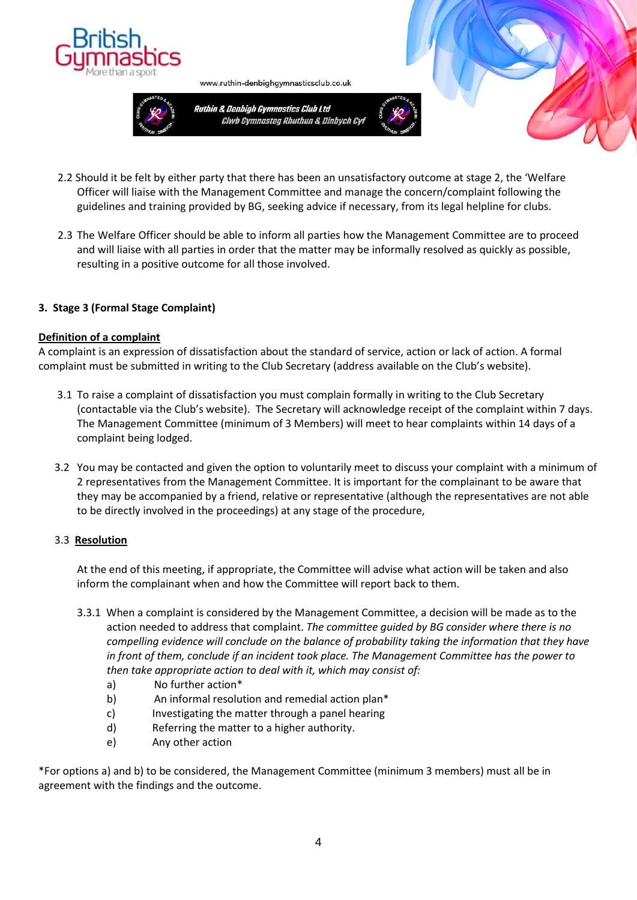2.2 Should it be felt by either party that there has been an unsatisfactory outcome at stage 2, the 'Welfare Officer will liaise with the Management Committee and manage the concern/complaint following the guidelines and training provided by BG, seeking advice if necessary, from its legal helpline for clubs.

2.3 The Welfare Officer should be able to inform all parties how the Management Committee are to proceed and will liaise with all parties in order that the matter may be informally resolved as quickly as possible, resulting in a positive outcome for all those involved.

**3. Stage 3 (Formal Stage Complaint)**

**Definition of a complaint**

A complaint is an expression of dissatisfaction about the standard of service, action or lack of action. A formal complaint must be submitted in writing to the Club Secretary (address available on the Club's website).

3.1 To raise a complaint of dissatisfaction you must complain formally in writing to the Club Secretary (contactable via the Club's website). The Secretary will acknowledge receipt of the complaint within 7 days. The Management Committee (minimum of 3 Members) will meet to hear complaints within 14 days of a complaint being lodged.

3.2 You may be contacted and given the option to voluntarily meet to discuss your complaint with a minimum of 2 representatives from the Management Committee. It is important for the complainant to be aware that they may be accompanied by a friend, relative or representative (although the representatives are not able to be directly involved in the proceedings) at any stage of the procedure,

3.3 **Resolution**

At the end of this meeting, if appropriate, the Committee will advise what action will be taken and also inform the complainant when and how the Committee will report back to them.

3.3.1 When a complaint is considered by the Management Committee, a decision will be made as to the action needed to address that complaint. *The committee guided by BG consider where there is no compelling evidence will conclude on the balance of probability taking the information that they have in front of them, conclude if an incident took place. The Management Committee has the power to then take appropriate action to deal with it, which may consist of:*

a) No further action*
b) An informal resolution and remedial action plan*
c) Investigating the matter through a panel hearing
d) Referring the matter to a higher authority.
e) Any other action

*For options a) and b) to be considered, the Management Committee (minimum 3 members) must all be in agreement with the findings and the outcome.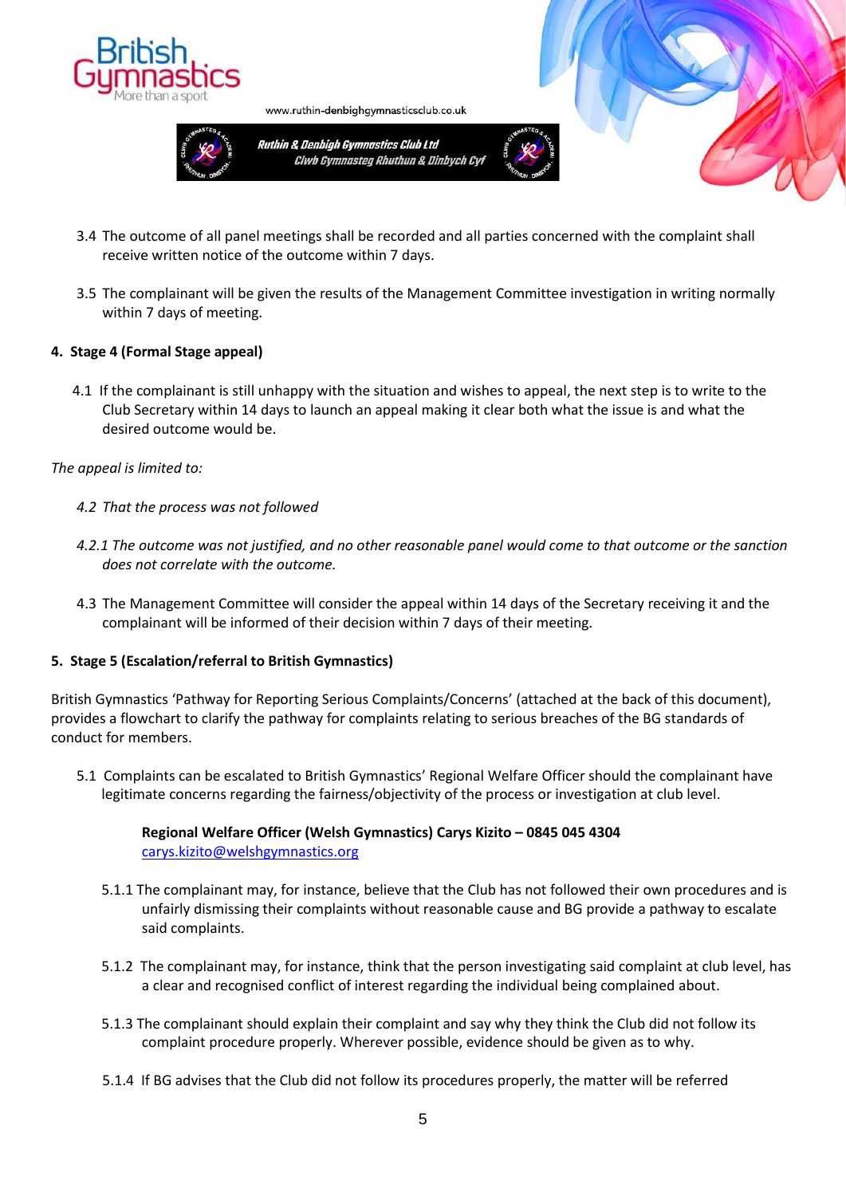3.4 The outcome of all panel meetings shall be recorded and all parties concerned with the complaint shall receive written notice of the outcome within 7 days.

3.5 The complainant will be given the results of the Management Committee investigation in writing normally within 7 days of meeting.

**4. Stage 4 (Formal Stage appeal)**

4.1 If the complainant is still unhappy with the situation and wishes to appeal, the next step is to write to the Club Secretary within 14 days to launch an appeal making it clear both what the issue is and what the desired outcome would be.

*The appeal is limited to:*

*4.2 That the process was not followed*

*4.2.1 The outcome was not justified, and no other reasonable panel would come to that outcome or the sanction does not correlate with the outcome.*

4.3 The Management Committee will consider the appeal within 14 days of the Secretary receiving it and the complainant will be informed of their decision within 7 days of their meeting.

**5. Stage 5 (Escalation/referral to British Gymnastics)**

British Gymnastics 'Pathway for Reporting Serious Complaints/Concerns' (attached at the back of this document), provides a flowchart to clarify the pathway for complaints relating to serious breaches of the BG standards of conduct for members.

5.1 Complaints can be escalated to British Gymnastics' Regional Welfare Officer should the complainant have legitimate concerns regarding the fairness/objectivity of the process or investigation at club level.

**Regional Welfare Officer (Welsh Gymnastics) Carys Kizito – 0845 045 4304**
carys.kizito@welshgymnastics.org

5.1.1 The complainant may, for instance, believe that the Club has not followed their own procedures and is unfairly dismissing their complaints without reasonable cause and BG provide a pathway to escalate said complaints.

5.1.2 The complainant may, for instance, think that the person investigating said complaint at club level, has a clear and recognised conflict of interest regarding the individual being complained about.

5.1.3 The complainant should explain their complaint and say why they think the Club did not follow its complaint procedure properly. Wherever possible, evidence should be given as to why.

5.1.4 If BG advises that the Club did not follow its procedures properly, the matter will be referred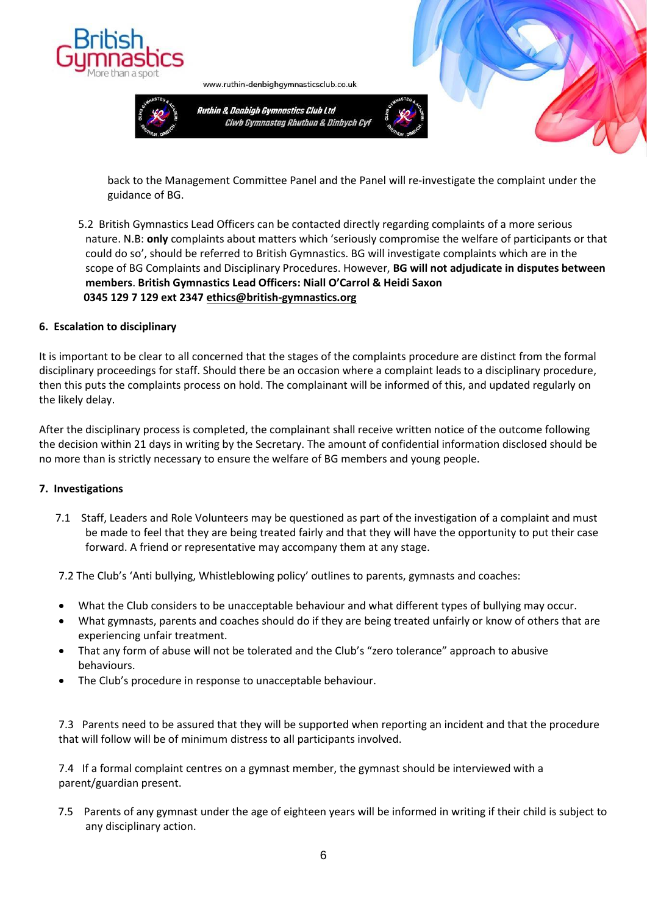back to the Management Committee Panel and the Panel will re-investigate the complaint under the guidance of BG.

5.2 British Gymnastics Lead Officers can be contacted directly regarding complaints of a more serious nature. N.B: **only** complaints about matters which 'seriously compromise the welfare of participants or that could do so', should be referred to British Gymnastics. BG will investigate complaints which are in the scope of BG Complaints and Disciplinary Procedures. However, **BG will not adjudicate in disputes between members**. **British Gymnastics Lead Officers: Niall O'Carrol & Heidi Saxon**
**0345 129 7 129 ext 2347 ethics@british-gymnastics.org**

## 6. Escalation to disciplinary

It is important to be clear to all concerned that the stages of the complaints procedure are distinct from the formal disciplinary proceedings for staff. Should there be an occasion where a complaint leads to a disciplinary procedure, then this puts the complaints process on hold. The complainant will be informed of this, and updated regularly on the likely delay.

After the disciplinary process is completed, the complainant shall receive written notice of the outcome following the decision within 21 days in writing by the Secretary. The amount of confidential information disclosed should be no more than is strictly necessary to ensure the welfare of BG members and young people.

## 7. Investigations

7.1 Staff, Leaders and Role Volunteers may be questioned as part of the investigation of a complaint and must be made to feel that they are being treated fairly and that they will have the opportunity to put their case forward. A friend or representative may accompany them at any stage.

7.2 The Club's 'Anti bullying, Whistleblowing policy' outlines to parents, gymnasts and coaches:

- What the Club considers to be unacceptable behaviour and what different types of bullying may occur.
- What gymnasts, parents and coaches should do if they are being treated unfairly or know of others that are experiencing unfair treatment.
- That any form of abuse will not be tolerated and the Club's "zero tolerance" approach to abusive behaviours.
- The Club's procedure in response to unacceptable behaviour.

7.3 Parents need to be assured that they will be supported when reporting an incident and that the procedure that will follow will be of minimum distress to all participants involved.

7.4 If a formal complaint centres on a gymnast member, the gymnast should be interviewed with a parent/guardian present.

7.5 Parents of any gymnast under the age of eighteen years will be informed in writing if their child is subject to any disciplinary action.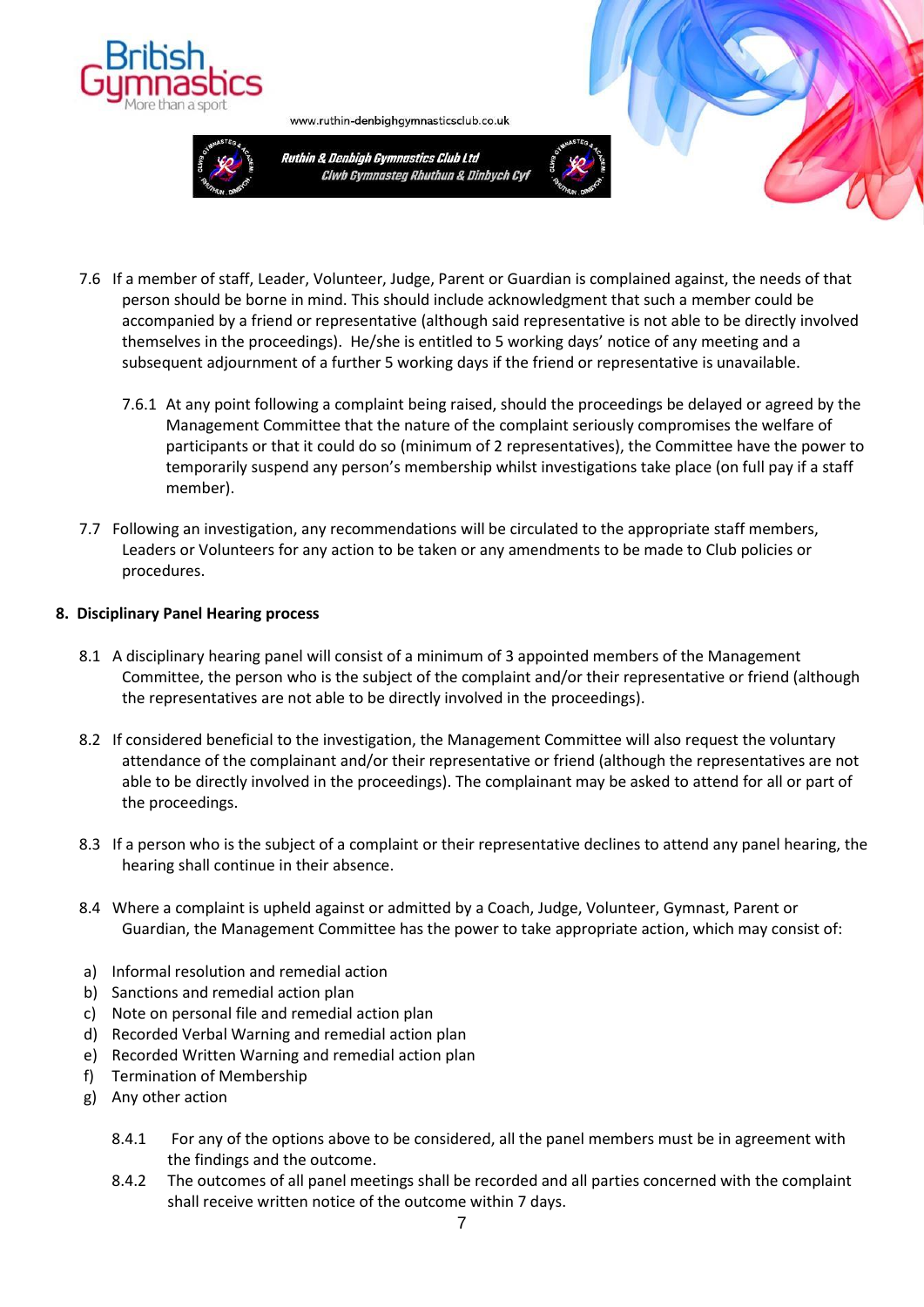7.6 If a member of staff, Leader, Volunteer, Judge, Parent or Guardian is complained against, the needs of that person should be borne in mind. This should include acknowledgment that such a member could be accompanied by a friend or representative (although said representative is not able to be directly involved themselves in the proceedings). He/she is entitled to 5 working days' notice of any meeting and a subsequent adjournment of a further 5 working days if the friend or representative is unavailable.

7.6.1 At any point following a complaint being raised, should the proceedings be delayed or agreed by the Management Committee that the nature of the complaint seriously compromises the welfare of participants or that it could do so (minimum of 2 representatives), the Committee have the power to temporarily suspend any person's membership whilst investigations take place (on full pay if a staff member).

7.7 Following an investigation, any recommendations will be circulated to the appropriate staff members, Leaders or Volunteers for any action to be taken or any amendments to be made to Club policies or procedures.

## 8. Disciplinary Panel Hearing process

8.1 A disciplinary hearing panel will consist of a minimum of 3 appointed members of the Management Committee, the person who is the subject of the complaint and/or their representative or friend (although the representatives are not able to be directly involved in the proceedings).

8.2 If considered beneficial to the investigation, the Management Committee will also request the voluntary attendance of the complainant and/or their representative or friend (although the representatives are not able to be directly involved in the proceedings). The complainant may be asked to attend for all or part of the proceedings.

8.3 If a person who is the subject of a complaint or their representative declines to attend any panel hearing, the hearing shall continue in their absence.

8.4 Where a complaint is upheld against or admitted by a Coach, Judge, Volunteer, Gymnast, Parent or Guardian, the Management Committee has the power to take appropriate action, which may consist of:

a) Informal resolution and remedial action
b) Sanctions and remedial action plan
c) Note on personal file and remedial action plan
d) Recorded Verbal Warning and remedial action plan
e) Recorded Written Warning and remedial action plan
f) Termination of Membership
g) Any other action

8.4.1 For any of the options above to be considered, all the panel members must be in agreement with the findings and the outcome.

8.4.2 The outcomes of all panel meetings shall be recorded and all parties concerned with the complaint shall receive written notice of the outcome within 7 days.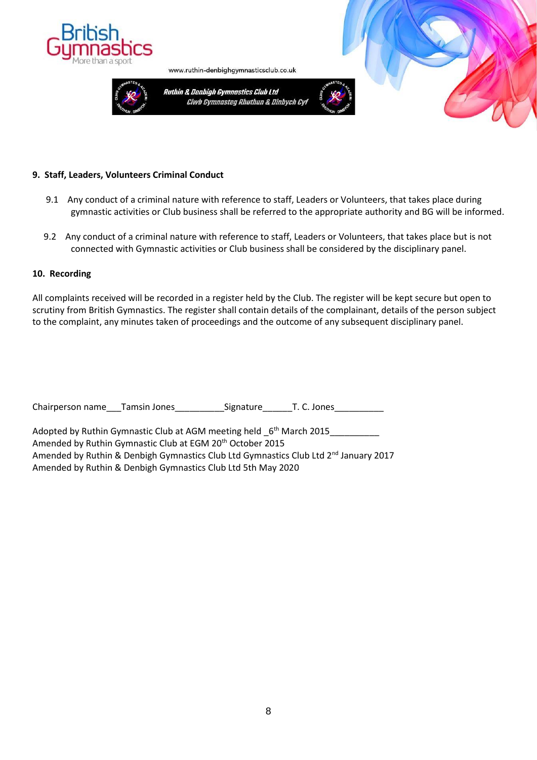## 9. Staff, Leaders, Volunteers Criminal Conduct

9.1 Any conduct of a criminal nature with reference to staff, Leaders or Volunteers, that takes place during gymnastic activities or Club business shall be referred to the appropriate authority and BG will be informed.

9.2 Any conduct of a criminal nature with reference to staff, Leaders or Volunteers, that takes place but is not connected with Gymnastic activities or Club business shall be considered by the disciplinary panel.

## 10. Recording

All complaints received will be recorded in a register held by the Club. The register will be kept secure but open to scrutiny from British Gymnastics. The register shall contain details of the complainant, details of the person subject to the complaint, any minutes taken of proceedings and the outcome of any subsequent disciplinary panel.

Chairperson name___Tamsin Jones__________Signature______T. C. Jones__________

Adopted by Ruthin Gymnastic Club at AGM meeting held _6th March 2015__________
Amended by Ruthin Gymnastic Club at EGM 20th October 2015
Amended by Ruthin & Denbigh Gymnastics Club Ltd Gymnastics Club Ltd 2nd January 2017
Amended by Ruthin & Denbigh Gymnastics Club Ltd 5th May 2020